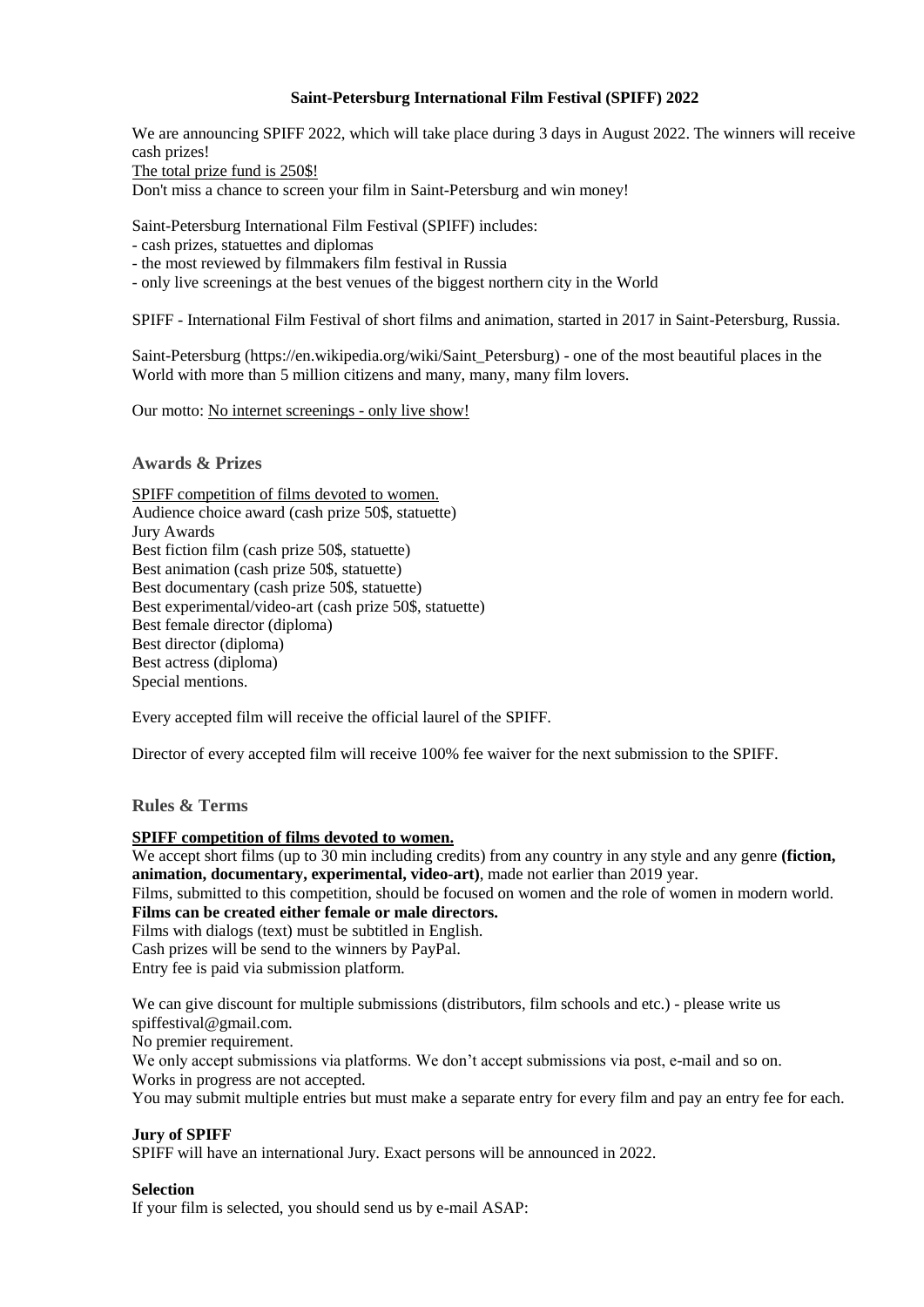**Saint-Petersburg International Film Festival (SPIFF) 2022**

We are announcing SPIFF 2022, which will take place during 3 days in August 2022. The winners will receive cash prizes!
The total prize fund is 250$!
Don't miss a chance to screen your film in Saint-Petersburg and win money!

Saint-Petersburg International Film Festival (SPIFF) includes:
- cash prizes, statuettes and diplomas
- the most reviewed by filmmakers film festival in Russia
- only live screenings at the best venues of the biggest northern city in the World

SPIFF - International Film Festival of short films and animation, started in 2017 in Saint-Petersburg, Russia.

Saint-Petersburg (https://en.wikipedia.org/wiki/Saint_Petersburg) - one of the most beautiful places in the World with more than 5 million citizens and many, many, many film lovers.

Our motto: No internet screenings - only live show!

## Awards & Prizes

SPIFF competition of films devoted to women.
Audience choice award (cash prize 50$, statuette)
Jury Awards
Best fiction film (cash prize 50$, statuette)
Best animation (cash prize 50$, statuette)
Best documentary (cash prize 50$, statuette)
Best experimental/video-art (cash prize 50$, statuette)
Best female director (diploma)
Best director (diploma)
Best actress (diploma)
Special mentions.

Every accepted film will receive the official laurel of the SPIFF.

Director of every accepted film will receive 100% fee waiver for the next submission to the SPIFF.

## Rules & Terms

**SPIFF competition of films devoted to women.**
We accept short films (up to 30 min including credits) from any country in any style and any genre **(fiction, animation, documentary, experimental, video-art)**, made not earlier than 2019 year.
Films, submitted to this competition, should be focused on women and the role of women in modern world.
**Films can be created either female or male directors.**
Films with dialogs (text) must be subtitled in English.
Cash prizes will be send to the winners by PayPal.
Entry fee is paid via submission platform.

We can give discount for multiple submissions (distributors, film schools and etc.) - please write us spiffestival@gmail.com.
No premier requirement.
We only accept submissions via platforms. We don't accept submissions via post, e-mail and so on.
Works in progress are not accepted.
You may submit multiple entries but must make a separate entry for every film and pay an entry fee for each.

**Jury of SPIFF**
SPIFF will have an international Jury. Exact persons will be announced in 2022.

**Selection**
If your film is selected, you should send us by e-mail ASAP: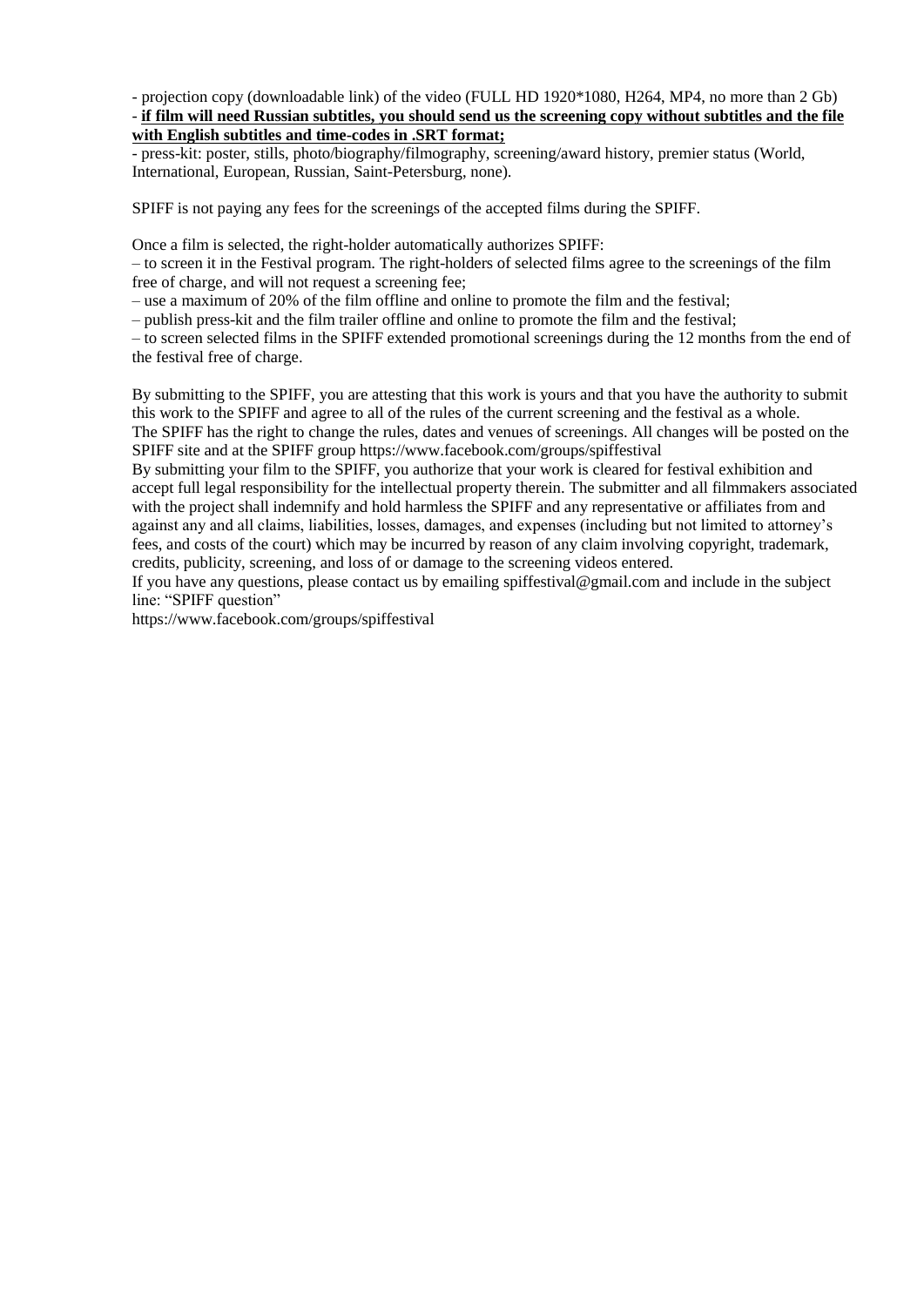- projection copy (downloadable link) of the video (FULL HD 1920*1080, H264, MP4, no more than 2 Gb)
- **if film will need Russian subtitles, you should send us the screening copy without subtitles and the file with English subtitles and time-codes in .SRT format;**
- press-kit: poster, stills, photo/biography/filmography, screening/award history, premier status (World, International, European, Russian, Saint-Petersburg, none).

SPIFF is not paying any fees for the screenings of the accepted films during the SPIFF.

Once a film is selected, the right-holder automatically authorizes SPIFF:
– to screen it in the Festival program. The right-holders of selected films agree to the screenings of the film free of charge, and will not request a screening fee;
– use a maximum of 20% of the film offline and online to promote the film and the festival;
– publish press-kit and the film trailer offline and online to promote the film and the festival;
– to screen selected films in the SPIFF extended promotional screenings during the 12 months from the end of the festival free of charge.

By submitting to the SPIFF, you are attesting that this work is yours and that you have the authority to submit this work to the SPIFF and agree to all of the rules of the current screening and the festival as a whole.
The SPIFF has the right to change the rules, dates and venues of screenings. All changes will be posted on the SPIFF site and at the SPIFF group https://www.facebook.com/groups/spiffestival
By submitting your film to the SPIFF, you authorize that your work is cleared for festival exhibition and accept full legal responsibility for the intellectual property therein. The submitter and all filmmakers associated with the project shall indemnify and hold harmless the SPIFF and any representative or affiliates from and against any and all claims, liabilities, losses, damages, and expenses (including but not limited to attorney's fees, and costs of the court) which may be incurred by reason of any claim involving copyright, trademark, credits, publicity, screening, and loss of or damage to the screening videos entered.
If you have any questions, please contact us by emailing spiffestival@gmail.com and include in the subject line: "SPIFF question"
https://www.facebook.com/groups/spiffestival